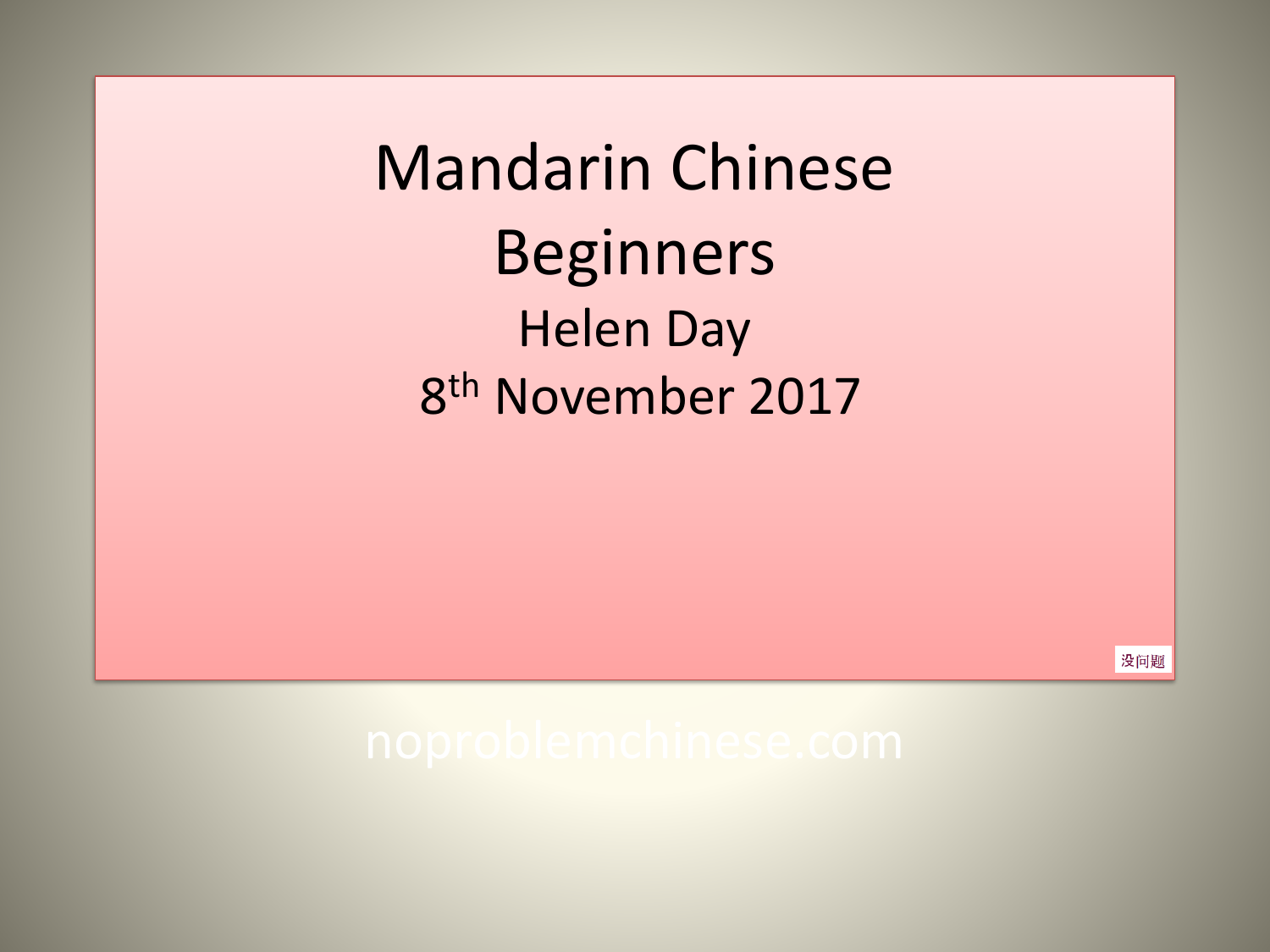# Mandarin Chinese Beginners

Helen Day

8th November 2017

没问题

noproblemchinese.com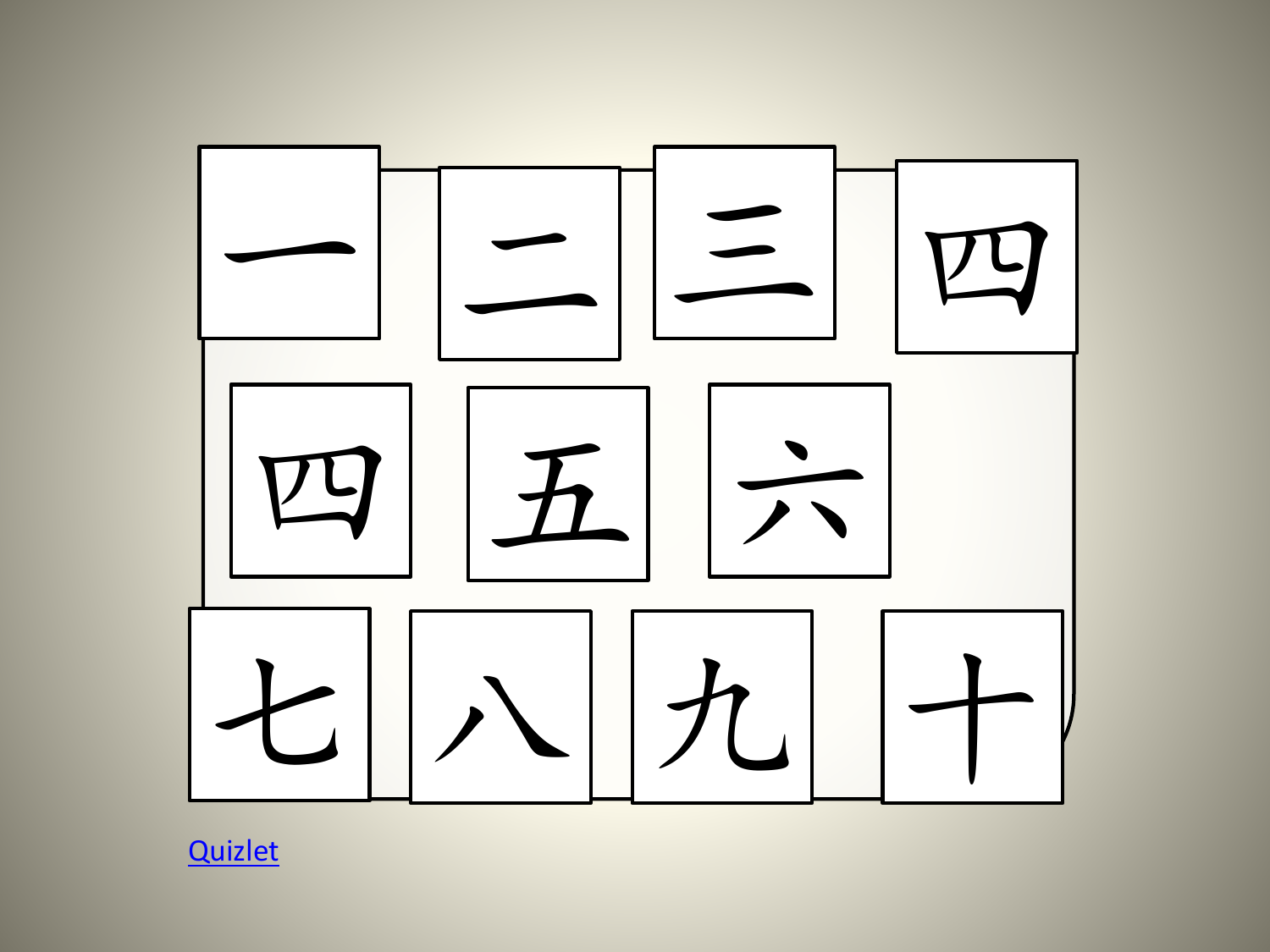一 二 三 四

四 五 六

七 八 九 十

Quizlet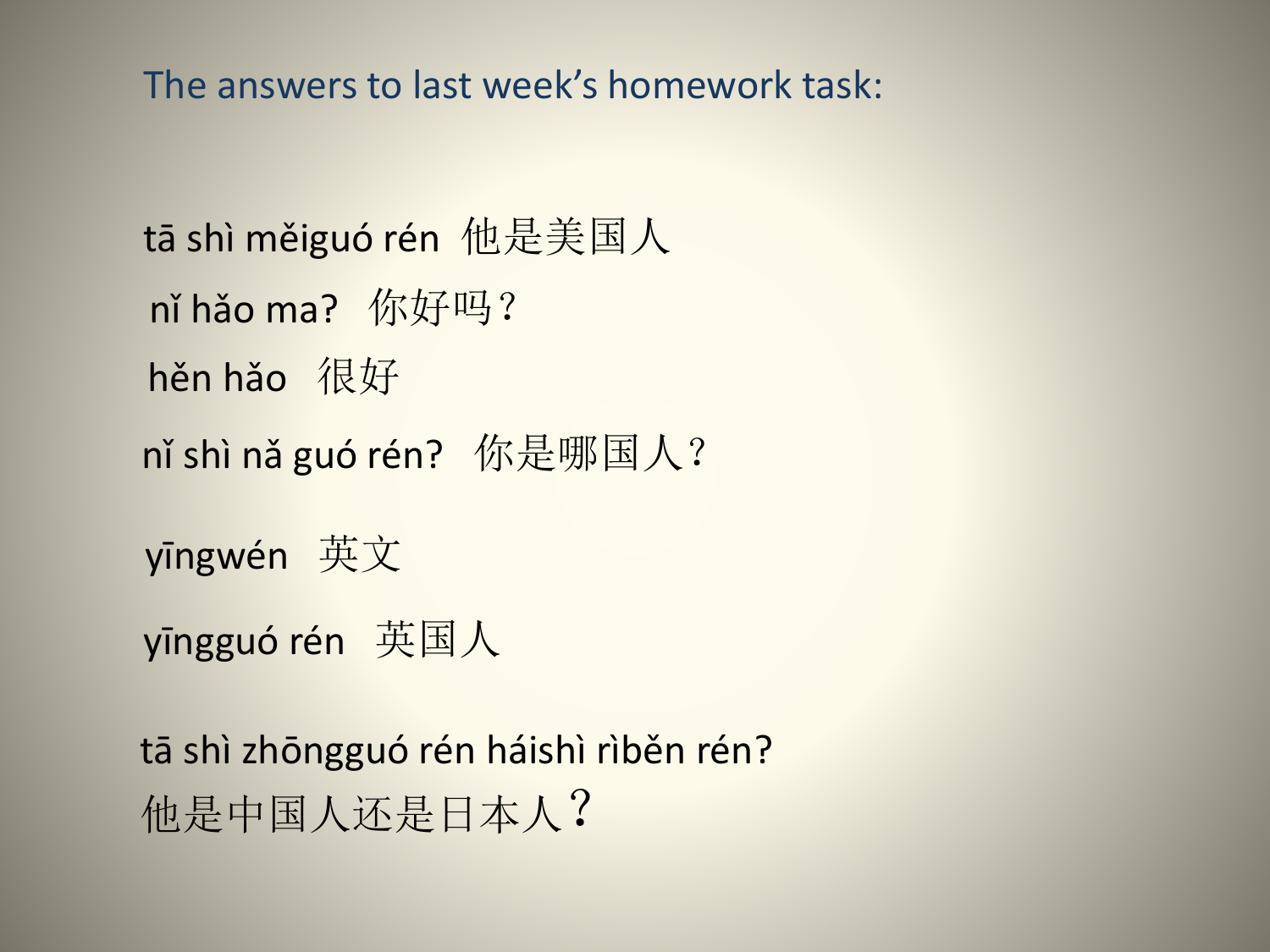The answers to last week's homework task:

tā shì měiguó rén 他是美国人

nǐ hǎo ma? 你好吗？

hěn hǎo 很好

nǐ shì nǎ guó rén? 你是哪国人？

yīngwén 英文

yīngguó rén 英国人

tā shì zhōngguó rén háishì rìběn rén?

他是中国人还是日本人？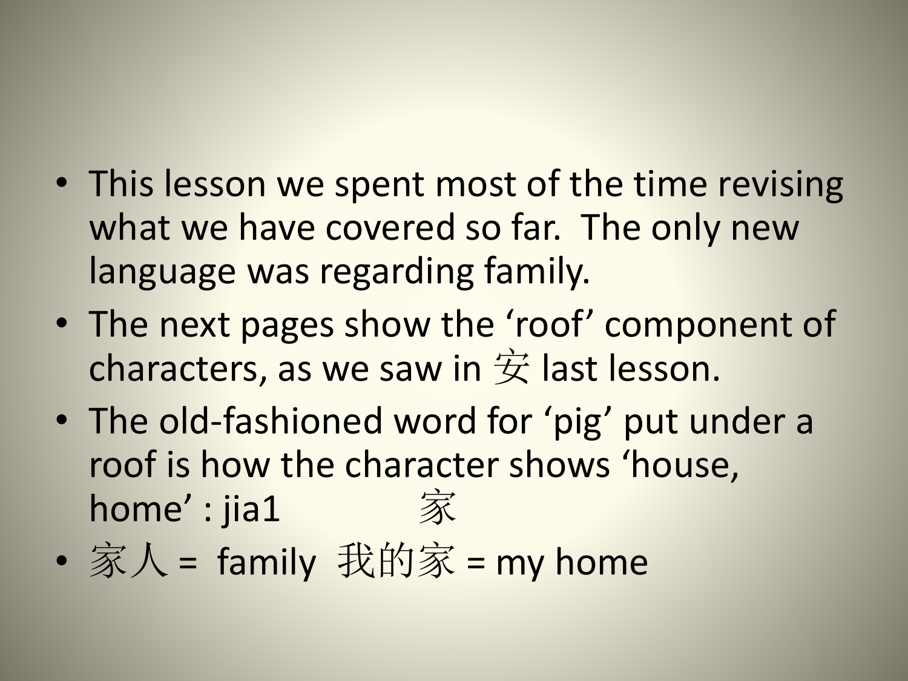- This lesson we spent most of the time revising what we have covered so far. The only new language was regarding family.
- The next pages show the 'roof' component of characters, as we saw in 安 last lesson.
- The old-fashioned word for 'pig' put under a roof is how the character shows 'house, home' : jia1 家
- 家人 = family 我的家 = my home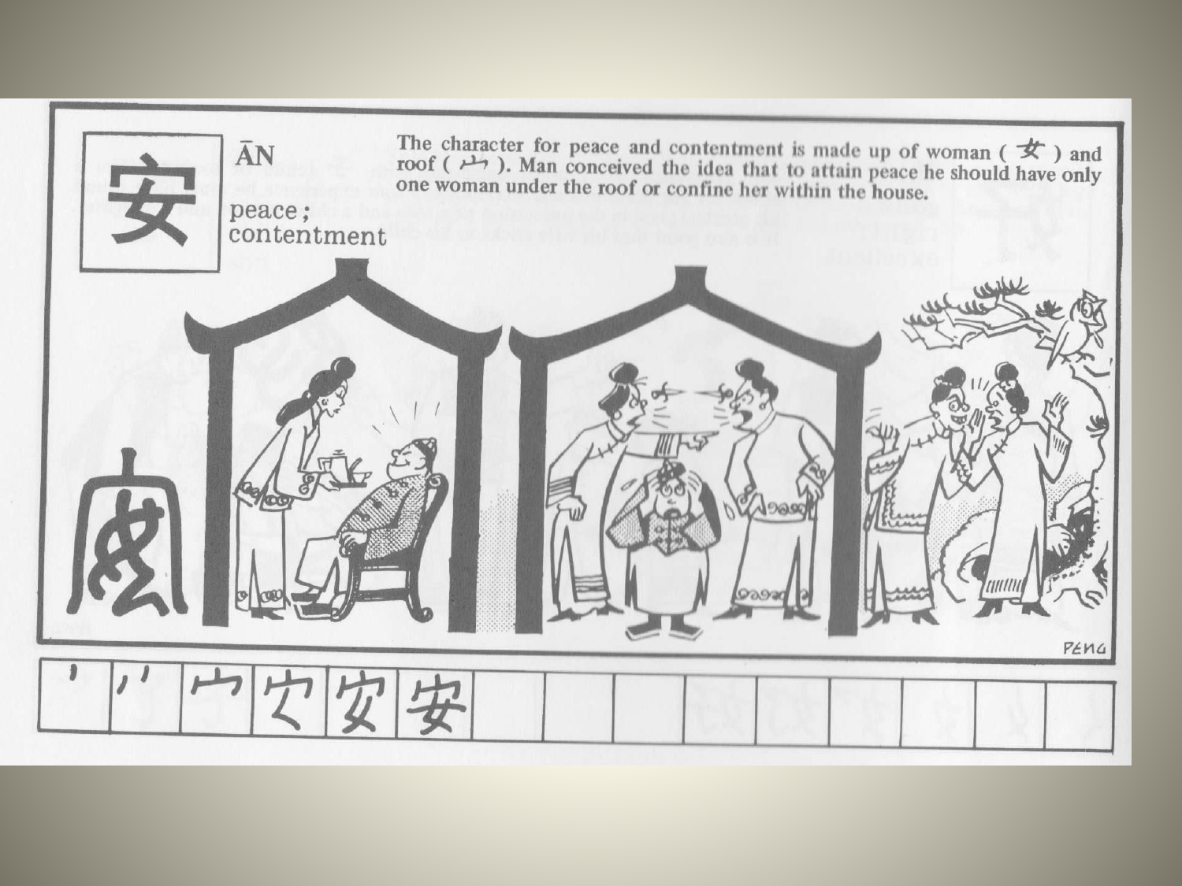安

ĀN

peace ;
contentment

The character for peace and contentment is made up of woman ( 女 ) and roof ( 宀 ). Man conceived the idea that to attain peace he should have only one woman under the roof or confine her within the house.

PENG

| ' | ′′ | 宀 | 女 | 安 | 安 | | | | | | | | | |
|---|---|---|---|---|---|---|---|---|---|---|---|---|---|---|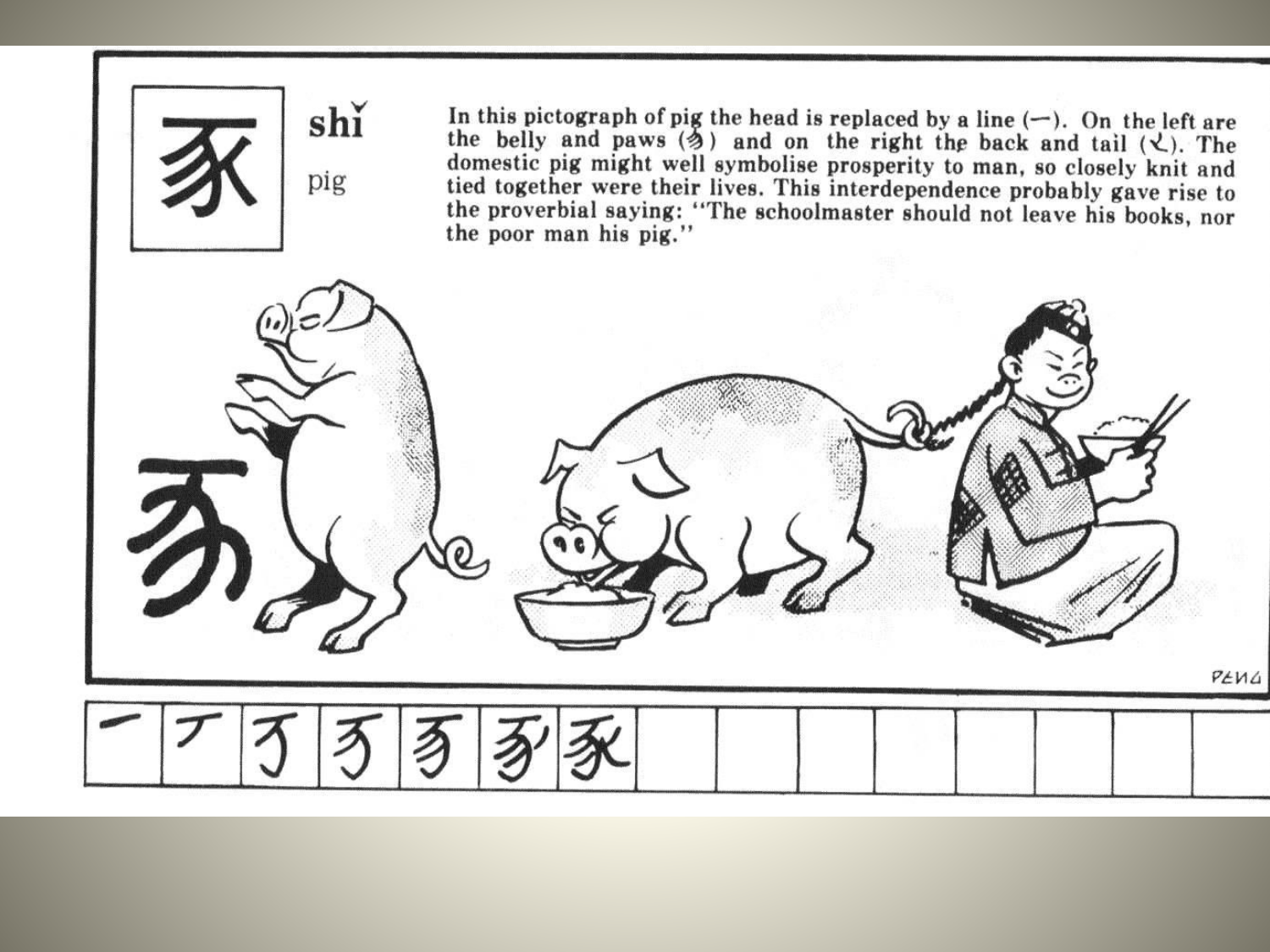豕

**shǐ**

pig

In this pictograph of pig the head is replaced by a line (一). On the left are the belly and paws (𠃋) and on the right the back and tail (乀). The domestic pig might well symbolise prosperity to man, so closely knit and tied together were their lives. This interdependence probably gave rise to the proverbial saying: "The schoolmaster should not leave his books, nor the poor man his pig."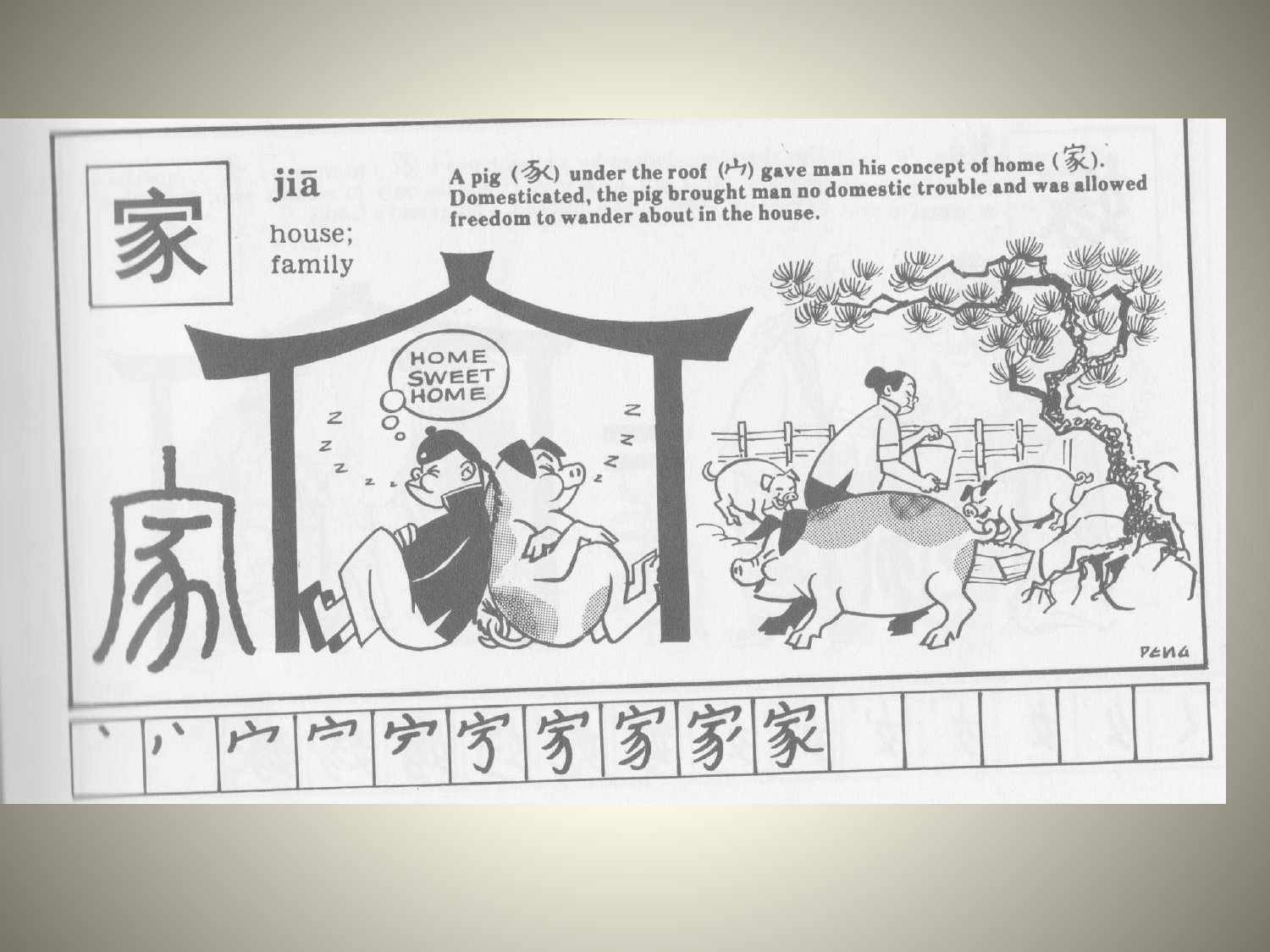家

**jiā**

house;
family

A pig (豕) under the roof (宀) gave man his concept of home (家). Domesticated, the pig brought man no domestic trouble and was allowed freedom to wander about in the house.

HOME SWEET HOME

| 丶 | 丷 | 宀 | 宀 | 宁 | 穷 | 家 | 家 | 家 | 家 | | | | | |
|---|---|---|---|---|---|---|---|---|---|---|---|---|---|---|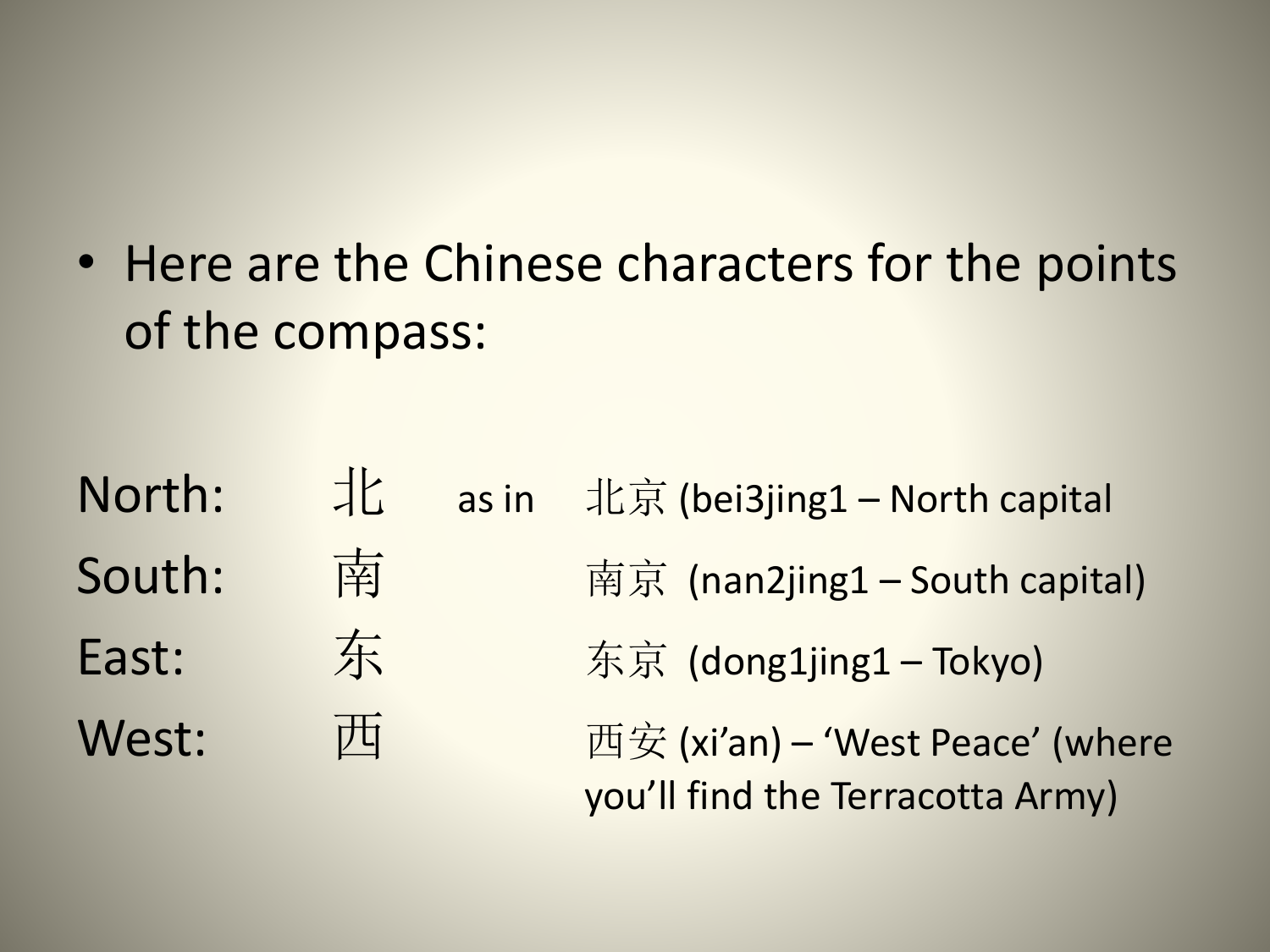- Here are the Chinese characters for the points of the compass:

| | | | |
|---|---|---|---|
| North: | 北 | as in | 北京 (bei3jing1 – North capital |
| South: | 南 | | 南京 (nan2jing1 – South capital) |
| East: | 东 | | 东京 (dong1jing1 – Tokyo) |
| West: | 西 | | 西安 (xi'an) – 'West Peace' (where you'll find the Terracotta Army) |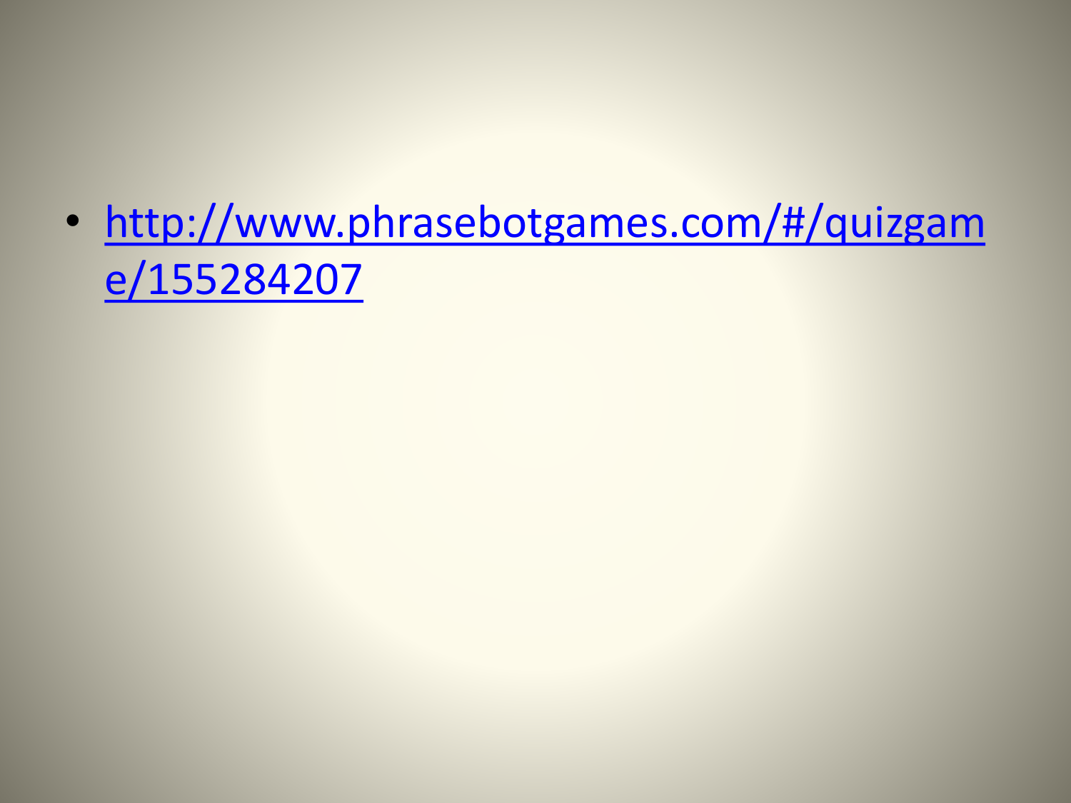- http://www.phrasebotgames.com/#/quizgame/155284207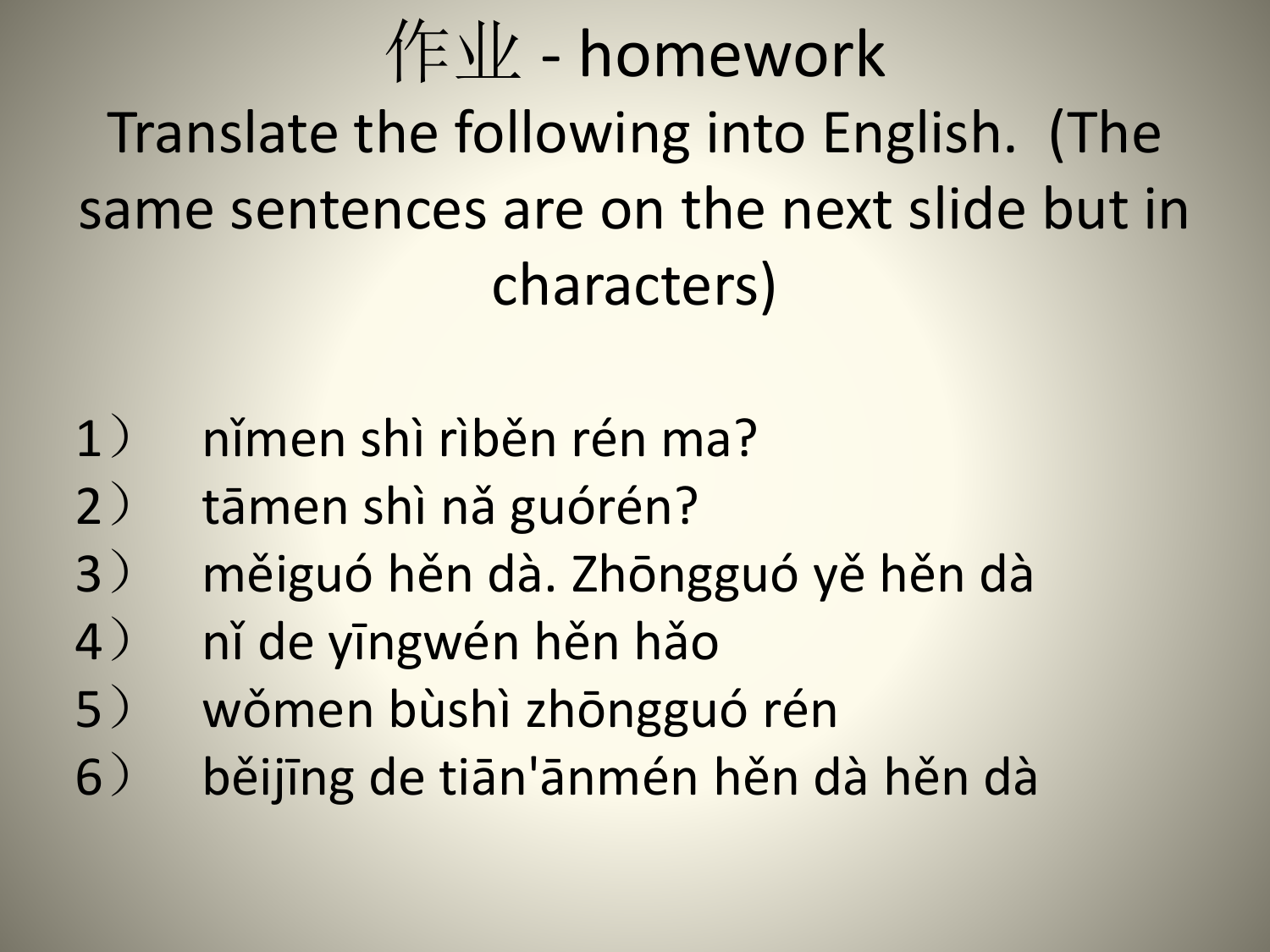# 作业 - homework

Translate the following into English. (The same sentences are on the next slide but in characters)

1） nǐmen shì rìběn rén ma?
2） tāmen shì nǎ guórén?
3） měiguó hěn dà. Zhōngguó yě hěn dà
4） nǐ de yīngwén hěn hǎo
5） wǒmen bùshì zhōngguó rén
6） běijīng de tiān'ānmén hěn dà hěn dà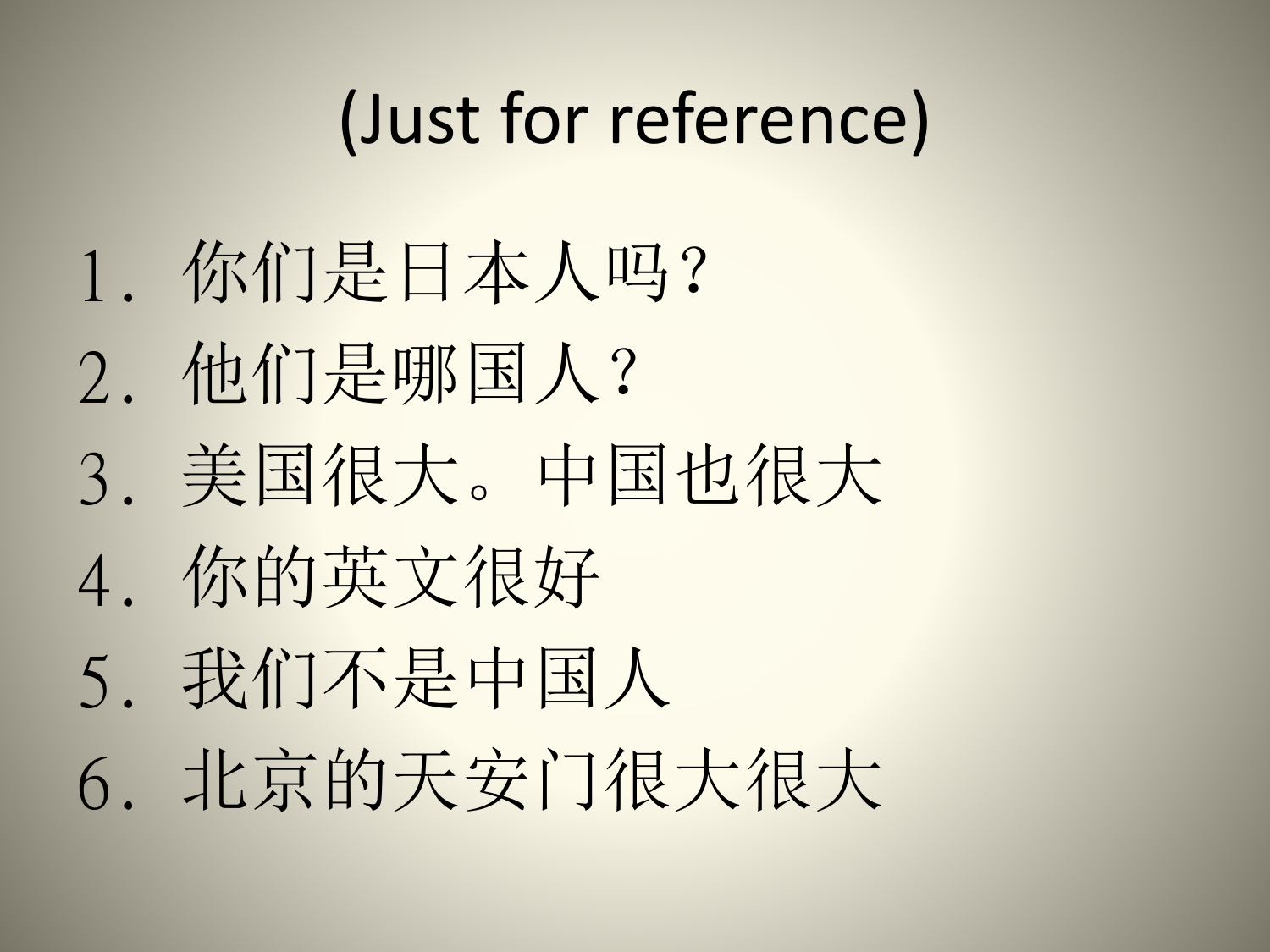# (Just for reference)

1. 你们是日本人吗？
2. 他们是哪国人？
3. 美国很大。中国也很大
4. 你的英文很好
5. 我们不是中国人
6. 北京的天安门很大很大